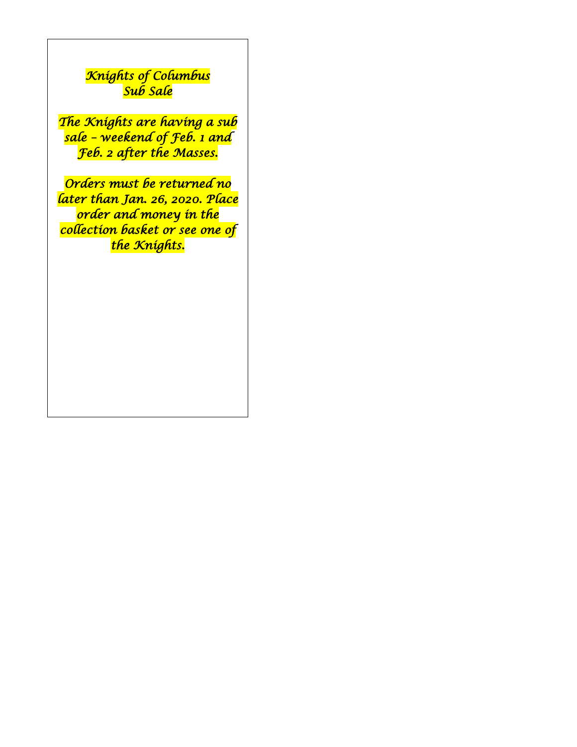# *Knights of Columbus Sub Sale*

*The Knights are having a sub sale – weekend of Feb. 1 and Feb. 2 after the Masses.*

*Orders must be returned no later than Jan. 26, 2020. Place order and money in the collection basket or see one of the Knights.*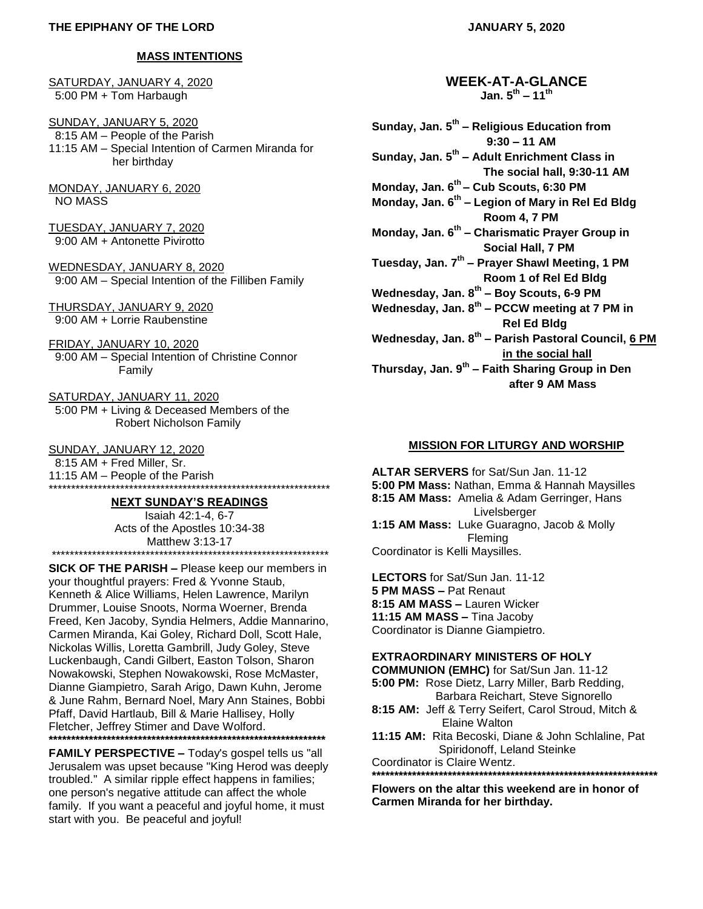**THE EPIPHANY OF THE LORD** **JANUARY 5, 2020**

## MASS INTENTIONS

SATURDAY, JANUARY 4, 2020
5:00 PM + Tom Harbaugh

SUNDAY, JANUARY 5, 2020
8:15 AM – People of the Parish
11:15 AM – Special Intention of Carmen Miranda for her birthday

MONDAY, JANUARY 6, 2020
NO MASS

TUESDAY, JANUARY 7, 2020
9:00 AM + Antonette Pivirotto

WEDNESDAY, JANUARY 8, 2020
9:00 AM – Special Intention of the Filliben Family

THURSDAY, JANUARY 9, 2020
9:00 AM + Lorrie Raubenstine

FRIDAY, JANUARY 10, 2020
9:00 AM – Special Intention of Christine Connor Family

SATURDAY, JANUARY 11, 2020
5:00 PM + Living & Deceased Members of the Robert Nicholson Family

SUNDAY, JANUARY 12, 2020
8:15 AM + Fred Miller, Sr.
11:15 AM – People of the Parish

****************************************************************

### NEXT SUNDAY'S READINGS

Isaiah 42:1-4, 6-7
Acts of the Apostles 10:34-38
Matthew 3:13-17

****************************************************************

**SICK OF THE PARISH –** Please keep our members in your thoughtful prayers: Fred & Yvonne Staub, Kenneth & Alice Williams, Helen Lawrence, Marilyn Drummer, Louise Snoots, Norma Woerner, Brenda Freed, Ken Jacoby, Syndia Helmers, Addie Mannarino, Carmen Miranda, Kai Goley, Richard Doll, Scott Hale, Nickolas Willis, Loretta Gambrill, Judy Goley, Steve Luckenbaugh, Candi Gilbert, Easton Tolson, Sharon Nowakowski, Stephen Nowakowski, Rose McMaster, Dianne Giampietro, Sarah Arigo, Dawn Kuhn, Jerome & June Rahm, Bernard Noel, Mary Ann Staines, Bobbi Pfaff, David Hartlaub, Bill & Marie Hallisey, Holly Fletcher, Jeffrey Stimer and Dave Wolford.

****************************************************************

**FAMILY PERSPECTIVE –** Today's gospel tells us "all Jerusalem was upset because "King Herod was deeply troubled." A similar ripple effect happens in families; one person's negative attitude can affect the whole family. If you want a peaceful and joyful home, it must start with you. Be peaceful and joyful!

## WEEK-AT-A-GLANCE
**Jan. 5th – 11th**

**Sunday, Jan. 5th – Religious Education from 9:30 – 11 AM**
**Sunday, Jan. 5th – Adult Enrichment Class in The social hall, 9:30-11 AM**
**Monday, Jan. 6th – Cub Scouts, 6:30 PM**
**Monday, Jan. 6th – Legion of Mary in Rel Ed Bldg Room 4, 7 PM**
**Monday, Jan. 6th – Charismatic Prayer Group in Social Hall, 7 PM**
**Tuesday, Jan. 7th – Prayer Shawl Meeting, 1 PM Room 1 of Rel Ed Bldg**
**Wednesday, Jan. 8th – Boy Scouts, 6-9 PM**
**Wednesday, Jan. 8th – PCCW meeting at 7 PM in Rel Ed Bldg**
**Wednesday, Jan. 8th – Parish Pastoral Council, <u>6 PM in the social hall</u>**
**Thursday, Jan. 9th – Faith Sharing Group in Den after 9 AM Mass**

### MISSION FOR LITURGY AND WORSHIP

**ALTAR SERVERS** for Sat/Sun Jan. 11-12
**5:00 PM Mass:** Nathan, Emma & Hannah Maysilles
**8:15 AM Mass:** Amelia & Adam Gerringer, Hans Livelsberger
**1:15 AM Mass:** Luke Guaragno, Jacob & Molly Fleming
Coordinator is Kelli Maysilles.

**LECTORS** for Sat/Sun Jan. 11-12
**5 PM MASS –** Pat Renaut
**8:15 AM MASS –** Lauren Wicker
**11:15 AM MASS –** Tina Jacoby
Coordinator is Dianne Giampietro.

**EXTRAORDINARY MINISTERS OF HOLY COMMUNION (EMHC)** for Sat/Sun Jan. 11-12
**5:00 PM:** Rose Dietz, Larry Miller, Barb Redding, Barbara Reichart, Steve Signorello
**8:15 AM:** Jeff & Terry Seifert, Carol Stroud, Mitch & Elaine Walton
**11:15 AM:** Rita Becoski, Diane & John Schlaline, Pat Spiridonoff, Leland Steinke
Coordinator is Claire Wentz.

****************************************************************

**Flowers on the altar this weekend are in honor of Carmen Miranda for her birthday.**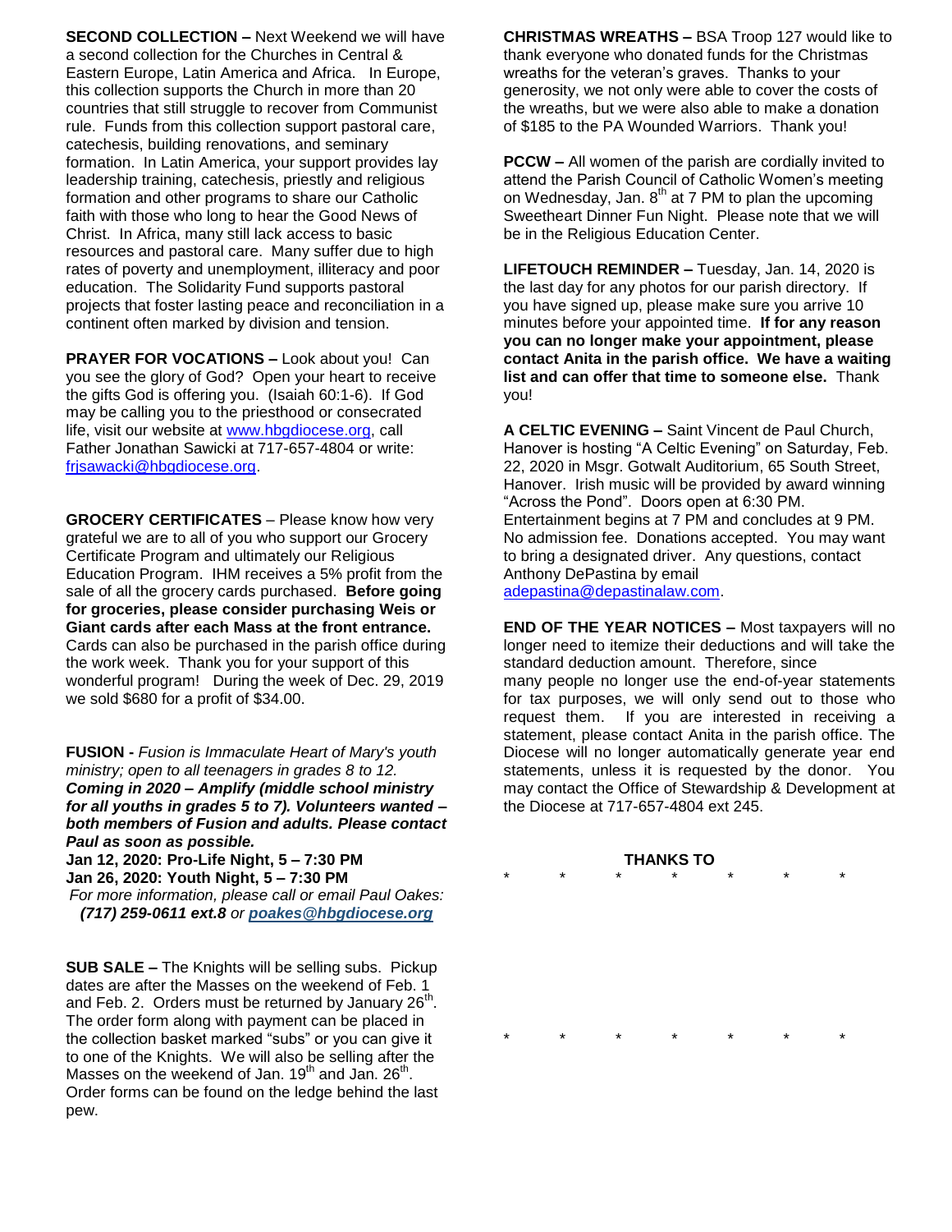**SECOND COLLECTION –** Next Weekend we will have a second collection for the Churches in Central & Eastern Europe, Latin America and Africa. In Europe, this collection supports the Church in more than 20 countries that still struggle to recover from Communist rule. Funds from this collection support pastoral care, catechesis, building renovations, and seminary formation. In Latin America, your support provides lay leadership training, catechesis, priestly and religious formation and other programs to share our Catholic faith with those who long to hear the Good News of Christ. In Africa, many still lack access to basic resources and pastoral care. Many suffer due to high rates of poverty and unemployment, illiteracy and poor education. The Solidarity Fund supports pastoral projects that foster lasting peace and reconciliation in a continent often marked by division and tension.

**PRAYER FOR VOCATIONS –** Look about you! Can you see the glory of God? Open your heart to receive the gifts God is offering you. (Isaiah 60:1-6). If God may be calling you to the priesthood or consecrated life, visit our website at www.hbgdiocese.org, call Father Jonathan Sawicki at 717-657-4804 or write: frjsawacki@hbgdiocese.org.

**GROCERY CERTIFICATES** – Please know how very grateful we are to all of you who support our Grocery Certificate Program and ultimately our Religious Education Program. IHM receives a 5% profit from the sale of all the grocery cards purchased. **Before going for groceries, please consider purchasing Weis or Giant cards after each Mass at the front entrance.** Cards can also be purchased in the parish office during the work week. Thank you for your support of this wonderful program! During the week of Dec. 29, 2019 we sold $680 for a profit of $34.00.

**FUSION -** *Fusion is Immaculate Heart of Mary's youth ministry; open to all teenagers in grades 8 to 12.*
***Coming in 2020 – Amplify (middle school ministry for all youths in grades 5 to 7). Volunteers wanted – both members of Fusion and adults. Please contact Paul as soon as possible.***
**Jan 12, 2020: Pro-Life Night, 5 – 7:30 PM**
**Jan 26, 2020: Youth Night, 5 – 7:30 PM**
*For more information, please call or email Paul Oakes:*
***(717) 259-0611 ext.8** or **poakes@hbgdiocese.org***

**SUB SALE –** The Knights will be selling subs. Pickup dates are after the Masses on the weekend of Feb. 1 and Feb. 2. Orders must be returned by January 26th. The order form along with payment can be placed in the collection basket marked "subs" or you can give it to one of the Knights. We will also be selling after the Masses on the weekend of Jan. 19th and Jan. 26th. Order forms can be found on the ledge behind the last pew.

**CHRISTMAS WREATHS –** BSA Troop 127 would like to thank everyone who donated funds for the Christmas wreaths for the veteran's graves. Thanks to your generosity, we not only were able to cover the costs of the wreaths, but we were also able to make a donation of $185 to the PA Wounded Warriors. Thank you!

**PCCW –** All women of the parish are cordially invited to attend the Parish Council of Catholic Women's meeting on Wednesday, Jan. 8th at 7 PM to plan the upcoming Sweetheart Dinner Fun Night. Please note that we will be in the Religious Education Center.

**LIFETOUCH REMINDER –** Tuesday, Jan. 14, 2020 is the last day for any photos for our parish directory. If you have signed up, please make sure you arrive 10 minutes before your appointed time. **If for any reason you can no longer make your appointment, please contact Anita in the parish office. We have a waiting list and can offer that time to someone else.** Thank you!

**A CELTIC EVENING –** Saint Vincent de Paul Church, Hanover is hosting "A Celtic Evening" on Saturday, Feb. 22, 2020 in Msgr. Gotwalt Auditorium, 65 South Street, Hanover. Irish music will be provided by award winning "Across the Pond". Doors open at 6:30 PM. Entertainment begins at 7 PM and concludes at 9 PM. No admission fee. Donations accepted. You may want to bring a designated driver. Any questions, contact Anthony DePastina by email adepastina@depastinalaw.com.

**END OF THE YEAR NOTICES –** Most taxpayers will no longer need to itemize their deductions and will take the standard deduction amount. Therefore, since many people no longer use the end-of-year statements for tax purposes, we will only send out to those who request them. If you are interested in receiving a statement, please contact Anita in the parish office. The Diocese will no longer automatically generate year end statements, unless it is requested by the donor. You may contact the Office of Stewardship & Development at the Diocese at 717-657-4804 ext 245.

**THANKS TO**

\* \* \* \* \* \* \*

\* \* \* \* \* \* \*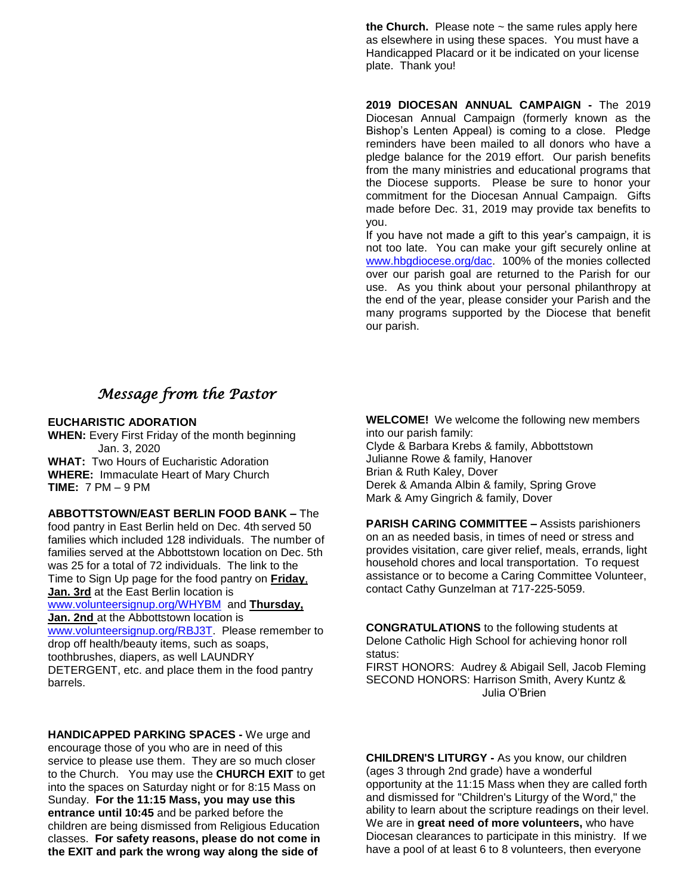**the Church.** Please note ~ the same rules apply here as elsewhere in using these spaces. You must have a Handicapped Placard or it be indicated on your license plate. Thank you!

**2019 DIOCESAN ANNUAL CAMPAIGN -** The 2019 Diocesan Annual Campaign (formerly known as the Bishop's Lenten Appeal) is coming to a close. Pledge reminders have been mailed to all donors who have a pledge balance for the 2019 effort. Our parish benefits from the many ministries and educational programs that the Diocese supports. Please be sure to honor your commitment for the Diocesan Annual Campaign. Gifts made before Dec. 31, 2019 may provide tax benefits to you.

If you have not made a gift to this year's campaign, it is not too late. You can make your gift securely online at www.hbgdiocese.org/dac. 100% of the monies collected over our parish goal are returned to the Parish for our use. As you think about your personal philanthropy at the end of the year, please consider your Parish and the many programs supported by the Diocese that benefit our parish.

## *Message from the Pastor*

**EUCHARISTIC ADORATION**

**WHEN:** Every First Friday of the month beginning Jan. 3, 2020
**WHAT:** Two Hours of Eucharistic Adoration
**WHERE:** Immaculate Heart of Mary Church
**TIME:** 7 PM – 9 PM

**ABBOTTSTOWN/EAST BERLIN FOOD BANK –** The food pantry in East Berlin held on Dec. 4th served 50 families which included 128 individuals. The number of families served at the Abbottstown location on Dec. 5th was 25 for a total of 72 individuals. The link to the Time to Sign Up page for the food pantry on **Friday, Jan. 3rd** at the East Berlin location is www.volunteersignup.org/WHYBM and **Thursday, Jan. 2nd** at the Abbottstown location is www.volunteersignup.org/RBJ3T. Please remember to drop off health/beauty items, such as soaps, toothbrushes, diapers, as well LAUNDRY DETERGENT, etc. and place them in the food pantry barrels.

**HANDICAPPED PARKING SPACES -** We urge and encourage those of you who are in need of this service to please use them. They are so much closer to the Church. You may use the **CHURCH EXIT** to get into the spaces on Saturday night or for 8:15 Mass on Sunday. **For the 11:15 Mass, you may use this entrance until 10:45** and be parked before the children are being dismissed from Religious Education classes. **For safety reasons, please do not come in the EXIT and park the wrong way along the side of**

**WELCOME!** We welcome the following new members into our parish family:
Clyde & Barbara Krebs & family, Abbottstown
Julianne Rowe & family, Hanover
Brian & Ruth Kaley, Dover
Derek & Amanda Albin & family, Spring Grove
Mark & Amy Gingrich & family, Dover

**PARISH CARING COMMITTEE –** Assists parishioners on an as needed basis, in times of need or stress and provides visitation, care giver relief, meals, errands, light household chores and local transportation. To request assistance or to become a Caring Committee Volunteer, contact Cathy Gunzelman at 717-225-5059.

**CONGRATULATIONS** to the following students at Delone Catholic High School for achieving honor roll status:
FIRST HONORS: Audrey & Abigail Sell, Jacob Fleming
SECOND HONORS: Harrison Smith, Avery Kuntz & Julia O'Brien

**CHILDREN'S LITURGY -** As you know, our children (ages 3 through 2nd grade) have a wonderful opportunity at the 11:15 Mass when they are called forth and dismissed for "Children's Liturgy of the Word," the ability to learn about the scripture readings on their level. We are in **great need of more volunteers,** who have Diocesan clearances to participate in this ministry. If we have a pool of at least 6 to 8 volunteers, then everyone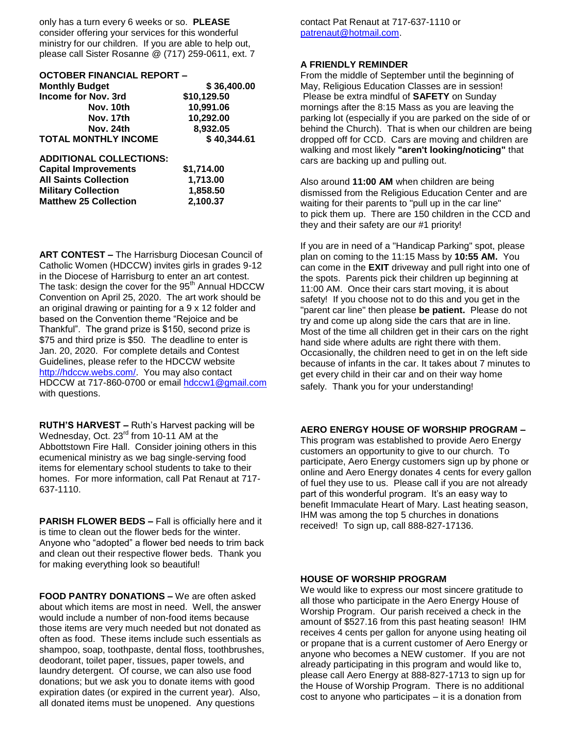only has a turn every 6 weeks or so. **PLEASE** consider offering your services for this wonderful ministry for our children. If you are able to help out, please call Sister Rosanne @ (717) 259-0611, ext. 7

**OCTOBER FINANCIAL REPORT –**

| | |
|---|---|
| **Monthly Budget** | **$ 36,400.00** |
| **Income for Nov. 3rd** | **$10,129.50** |
| **Nov. 10th** | **10,991.06** |
| **Nov. 17th** | **10,292.00** |
| **Nov. 24th** | **8,932.05** |
| **TOTAL MONTHLY INCOME** | **$ 40,344.61** |

**ADDITIONAL COLLECTIONS:**

| | |
|---|---|
| **Capital Improvements** | **$1,714.00** |
| **All Saints Collection** | **1,713.00** |
| **Military Collection** | **1,858.50** |
| **Matthew 25 Collection** | **2,100.37** |

**ART CONTEST –** The Harrisburg Diocesan Council of Catholic Women (HDCCW) invites girls in grades 9-12 in the Diocese of Harrisburg to enter an art contest. The task: design the cover for the 95th Annual HDCCW Convention on April 25, 2020. The art work should be an original drawing or painting for a 9 x 12 folder and based on the Convention theme "Rejoice and be Thankful". The grand prize is $150, second prize is $75 and third prize is $50. The deadline to enter is Jan. 20, 2020. For complete details and Contest Guidelines, please refer to the HDCCW website http://hdccw.webs.com/. You may also contact HDCCW at 717-860-0700 or email hdccw1@gmail.com with questions.

**RUTH'S HARVEST –** Ruth's Harvest packing will be Wednesday, Oct. 23rd from 10-11 AM at the Abbottstown Fire Hall. Consider joining others in this ecumenical ministry as we bag single-serving food items for elementary school students to take to their homes. For more information, call Pat Renaut at 717-637-1110.

**PARISH FLOWER BEDS –** Fall is officially here and it is time to clean out the flower beds for the winter. Anyone who "adopted" a flower bed needs to trim back and clean out their respective flower beds. Thank you for making everything look so beautiful!

**FOOD PANTRY DONATIONS –** We are often asked about which items are most in need. Well, the answer would include a number of non-food items because those items are very much needed but not donated as often as food. These items include such essentials as shampoo, soap, toothpaste, dental floss, toothbrushes, deodorant, toilet paper, tissues, paper towels, and laundry detergent. Of course, we can also use food donations; but we ask you to donate items with good expiration dates (or expired in the current year). Also, all donated items must be unopened. Any questions contact Pat Renaut at 717-637-1110 or patrenaut@hotmail.com.

**A FRIENDLY REMINDER**

From the middle of September until the beginning of May, Religious Education Classes are in session! Please be extra mindful of **SAFETY** on Sunday mornings after the 8:15 Mass as you are leaving the parking lot (especially if you are parked on the side of or behind the Church). That is when our children are being dropped off for CCD. Cars are moving and children are walking and most likely **"aren't looking/noticing"** that cars are backing up and pulling out.

Also around **11:00 AM** when children are being dismissed from the Religious Education Center and are waiting for their parents to "pull up in the car line" to pick them up. There are 150 children in the CCD and they and their safety are our #1 priority!

If you are in need of a "Handicap Parking" spot, please plan on coming to the 11:15 Mass by **10:55 AM.** You can come in the **EXIT** driveway and pull right into one of the spots. Parents pick their children up beginning at 11:00 AM. Once their cars start moving, it is about safety! If you choose not to do this and you get in the "parent car line" then please **be patient.** Please do not try and come up along side the cars that are in line. Most of the time all children get in their cars on the right hand side where adults are right there with them. Occasionally, the children need to get in on the left side because of infants in the car. It takes about 7 minutes to get every child in their car and on their way home safely. Thank you for your understanding!

**AERO ENERGY HOUSE OF WORSHIP PROGRAM –** This program was established to provide Aero Energy customers an opportunity to give to our church. To participate, Aero Energy customers sign up by phone or online and Aero Energy donates 4 cents for every gallon of fuel they use to us. Please call if you are not already part of this wonderful program. It's an easy way to benefit Immaculate Heart of Mary. Last heating season, IHM was among the top 5 churches in donations received! To sign up, call 888-827-17136.

**HOUSE OF WORSHIP PROGRAM**

We would like to express our most sincere gratitude to all those who participate in the Aero Energy House of Worship Program. Our parish received a check in the amount of $527.16 from this past heating season! IHM receives 4 cents per gallon for anyone using heating oil or propane that is a current customer of Aero Energy or anyone who becomes a NEW customer. If you are not already participating in this program and would like to, please call Aero Energy at 888-827-1713 to sign up for the House of Worship Program. There is no additional cost to anyone who participates – it is a donation from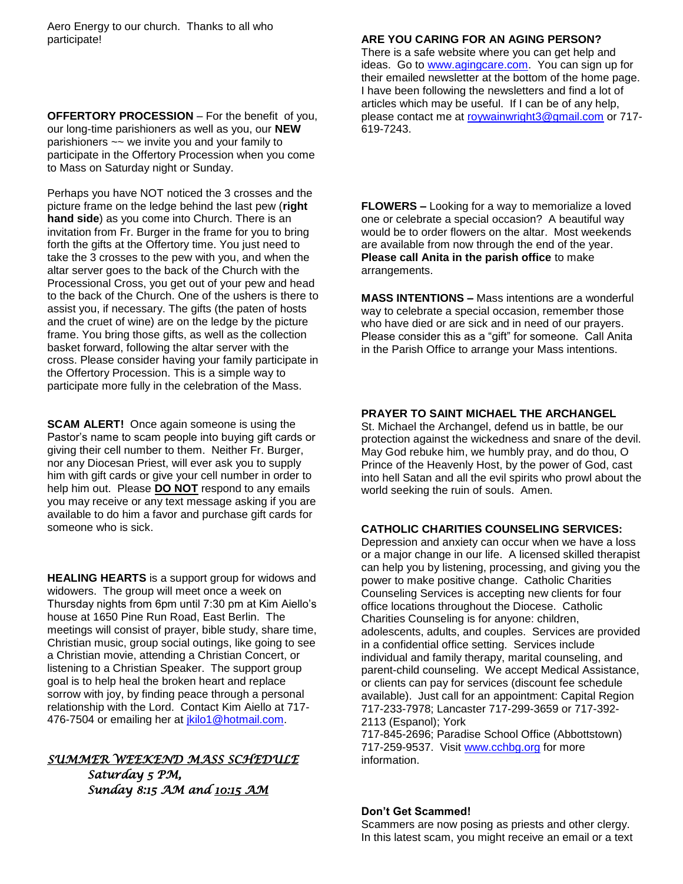Aero Energy to our church. Thanks to all who participate!

**OFFERTORY PROCESSION** – For the benefit of you, our long-time parishioners as well as you, our **NEW** parishioners ~~ we invite you and your family to participate in the Offertory Procession when you come to Mass on Saturday night or Sunday.

Perhaps you have NOT noticed the 3 crosses and the picture frame on the ledge behind the last pew (**right hand side**) as you come into Church. There is an invitation from Fr. Burger in the frame for you to bring forth the gifts at the Offertory time. You just need to take the 3 crosses to the pew with you, and when the altar server goes to the back of the Church with the Processional Cross, you get out of your pew and head to the back of the Church. One of the ushers is there to assist you, if necessary. The gifts (the paten of hosts and the cruet of wine) are on the ledge by the picture frame. You bring those gifts, as well as the collection basket forward, following the altar server with the cross. Please consider having your family participate in the Offertory Procession. This is a simple way to participate more fully in the celebration of the Mass.

**SCAM ALERT!** Once again someone is using the Pastor's name to scam people into buying gift cards or giving their cell number to them. Neither Fr. Burger, nor any Diocesan Priest, will ever ask you to supply him with gift cards or give your cell number in order to help him out. Please **DO NOT** respond to any emails you may receive or any text message asking if you are available to do him a favor and purchase gift cards for someone who is sick.

**HEALING HEARTS** is a support group for widows and widowers. The group will meet once a week on Thursday nights from 6pm until 7:30 pm at Kim Aiello's house at 1650 Pine Run Road, East Berlin. The meetings will consist of prayer, bible study, share time, Christian music, group social outings, like going to see a Christian movie, attending a Christian Concert, or listening to a Christian Speaker. The support group goal is to help heal the broken heart and replace sorrow with joy, by finding peace through a personal relationship with the Lord. Contact Kim Aiello at 717-476-7504 or emailing her at jkilo1@hotmail.com.

*SUMMER WEEKEND MASS SCHEDULE*
*Saturday 5 PM,*
*Sunday 8:15 AM and 10:15 AM*

**ARE YOU CARING FOR AN AGING PERSON?**
There is a safe website where you can get help and ideas. Go to www.agingcare.com. You can sign up for their emailed newsletter at the bottom of the home page. I have been following the newsletters and find a lot of articles which may be useful. If I can be of any help, please contact me at roywainwright3@gmail.com or 717-619-7243.

**FLOWERS –** Looking for a way to memorialize a loved one or celebrate a special occasion? A beautiful way would be to order flowers on the altar. Most weekends are available from now through the end of the year. **Please call Anita in the parish office** to make arrangements.

**MASS INTENTIONS –** Mass intentions are a wonderful way to celebrate a special occasion, remember those who have died or are sick and in need of our prayers. Please consider this as a "gift" for someone. Call Anita in the Parish Office to arrange your Mass intentions.

**PRAYER TO SAINT MICHAEL THE ARCHANGEL**
St. Michael the Archangel, defend us in battle, be our protection against the wickedness and snare of the devil. May God rebuke him, we humbly pray, and do thou, O Prince of the Heavenly Host, by the power of God, cast into hell Satan and all the evil spirits who prowl about the world seeking the ruin of souls. Amen.

**CATHOLIC CHARITIES COUNSELING SERVICES:**
Depression and anxiety can occur when we have a loss or a major change in our life. A licensed skilled therapist can help you by listening, processing, and giving you the power to make positive change. Catholic Charities Counseling Services is accepting new clients for four office locations throughout the Diocese. Catholic Charities Counseling is for anyone: children, adolescents, adults, and couples. Services are provided in a confidential office setting. Services include individual and family therapy, marital counseling, and parent-child counseling. We accept Medical Assistance, or clients can pay for services (discount fee schedule available). Just call for an appointment: Capital Region 717-233-7978; Lancaster 717-299-3659 or 717-392-2113 (Espanol); York
717-845-2696; Paradise School Office (Abbottstown) 717-259-9537. Visit www.cchbg.org for more information.

**Don't Get Scammed!**
Scammers are now posing as priests and other clergy. In this latest scam, you might receive an email or a text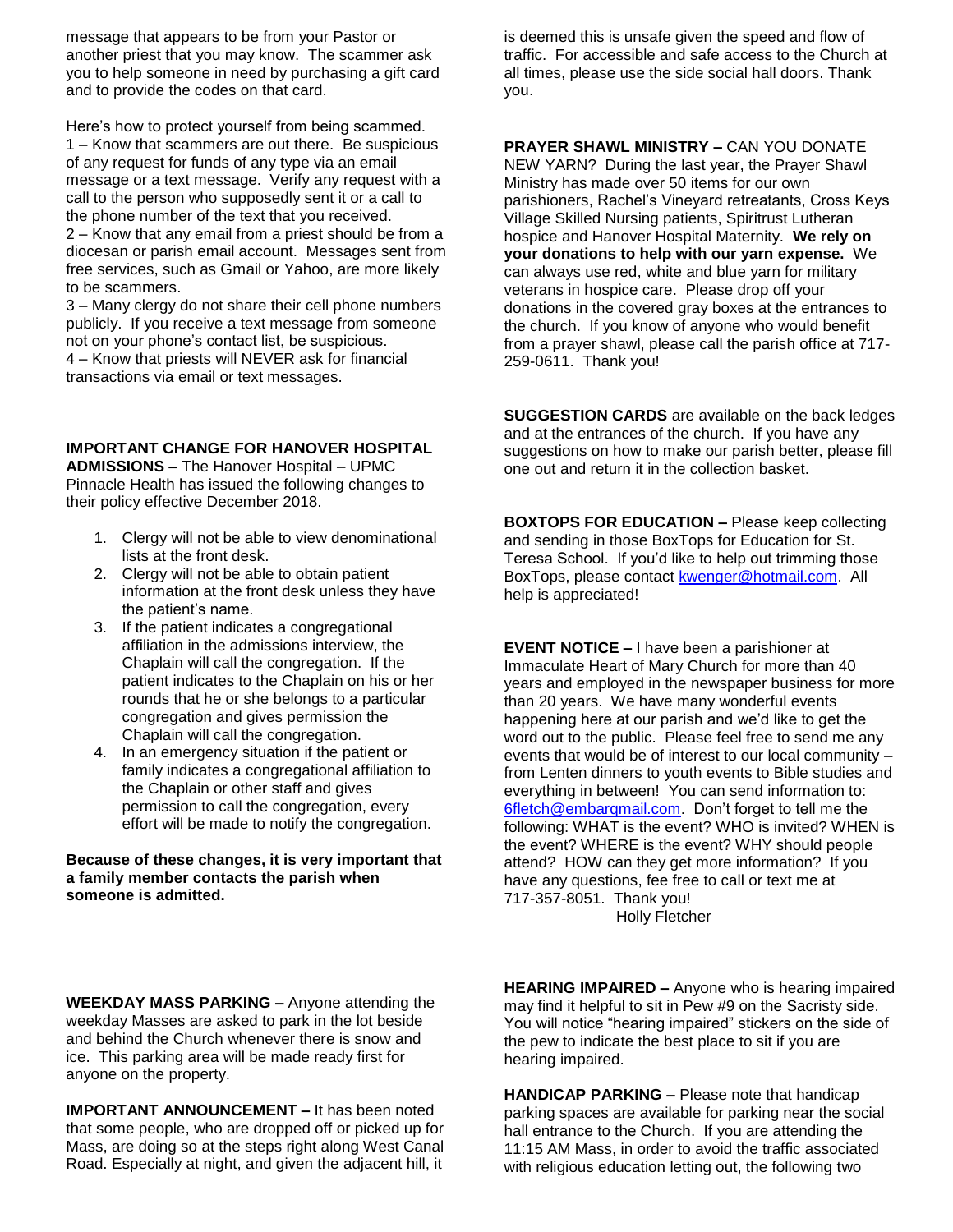message that appears to be from your Pastor or another priest that you may know. The scammer ask you to help someone in need by purchasing a gift card and to provide the codes on that card.

Here's how to protect yourself from being scammed.
1 – Know that scammers are out there. Be suspicious of any request for funds of any type via an email message or a text message. Verify any request with a call to the person who supposedly sent it or a call to the phone number of the text that you received.
2 – Know that any email from a priest should be from a diocesan or parish email account. Messages sent from free services, such as Gmail or Yahoo, are more likely to be scammers.
3 – Many clergy do not share their cell phone numbers publicly. If you receive a text message from someone not on your phone's contact list, be suspicious.
4 – Know that priests will NEVER ask for financial transactions via email or text messages.

**IMPORTANT CHANGE FOR HANOVER HOSPITAL ADMISSIONS –** The Hanover Hospital – UPMC Pinnacle Health has issued the following changes to their policy effective December 2018.

1. Clergy will not be able to view denominational lists at the front desk.
2. Clergy will not be able to obtain patient information at the front desk unless they have the patient's name.
3. If the patient indicates a congregational affiliation in the admissions interview, the Chaplain will call the congregation. If the patient indicates to the Chaplain on his or her rounds that he or she belongs to a particular congregation and gives permission the Chaplain will call the congregation.
4. In an emergency situation if the patient or family indicates a congregational affiliation to the Chaplain or other staff and gives permission to call the congregation, every effort will be made to notify the congregation.

**Because of these changes, it is very important that a family member contacts the parish when someone is admitted.**

**WEEKDAY MASS PARKING –** Anyone attending the weekday Masses are asked to park in the lot beside and behind the Church whenever there is snow and ice. This parking area will be made ready first for anyone on the property.

**IMPORTANT ANNOUNCEMENT –** It has been noted that some people, who are dropped off or picked up for Mass, are doing so at the steps right along West Canal Road. Especially at night, and given the adjacent hill, it is deemed this is unsafe given the speed and flow of traffic. For accessible and safe access to the Church at all times, please use the side social hall doors. Thank you.

**PRAYER SHAWL MINISTRY –** CAN YOU DONATE NEW YARN? During the last year, the Prayer Shawl Ministry has made over 50 items for our own parishioners, Rachel's Vineyard retreatants, Cross Keys Village Skilled Nursing patients, Spiritrust Lutheran hospice and Hanover Hospital Maternity. **We rely on your donations to help with our yarn expense.** We can always use red, white and blue yarn for military veterans in hospice care. Please drop off your donations in the covered gray boxes at the entrances to the church. If you know of anyone who would benefit from a prayer shawl, please call the parish office at 717-259-0611. Thank you!

**SUGGESTION CARDS** are available on the back ledges and at the entrances of the church. If you have any suggestions on how to make our parish better, please fill one out and return it in the collection basket.

**BOXTOPS FOR EDUCATION –** Please keep collecting and sending in those BoxTops for Education for St. Teresa School. If you'd like to help out trimming those BoxTops, please contact kwenger@hotmail.com. All help is appreciated!

**EVENT NOTICE –** I have been a parishioner at Immaculate Heart of Mary Church for more than 40 years and employed in the newspaper business for more than 20 years. We have many wonderful events happening here at our parish and we'd like to get the word out to the public. Please feel free to send me any events that would be of interest to our local community – from Lenten dinners to youth events to Bible studies and everything in between! You can send information to: 6fletch@embarqmail.com. Don't forget to tell me the following: WHAT is the event? WHO is invited? WHEN is the event? WHERE is the event? WHY should people attend? HOW can they get more information? If you have any questions, fee free to call or text me at 717-357-8051. Thank you!
Holly Fletcher

**HEARING IMPAIRED –** Anyone who is hearing impaired may find it helpful to sit in Pew #9 on the Sacristy side. You will notice "hearing impaired" stickers on the side of the pew to indicate the best place to sit if you are hearing impaired.

**HANDICAP PARKING –** Please note that handicap parking spaces are available for parking near the social hall entrance to the Church. If you are attending the 11:15 AM Mass, in order to avoid the traffic associated with religious education letting out, the following two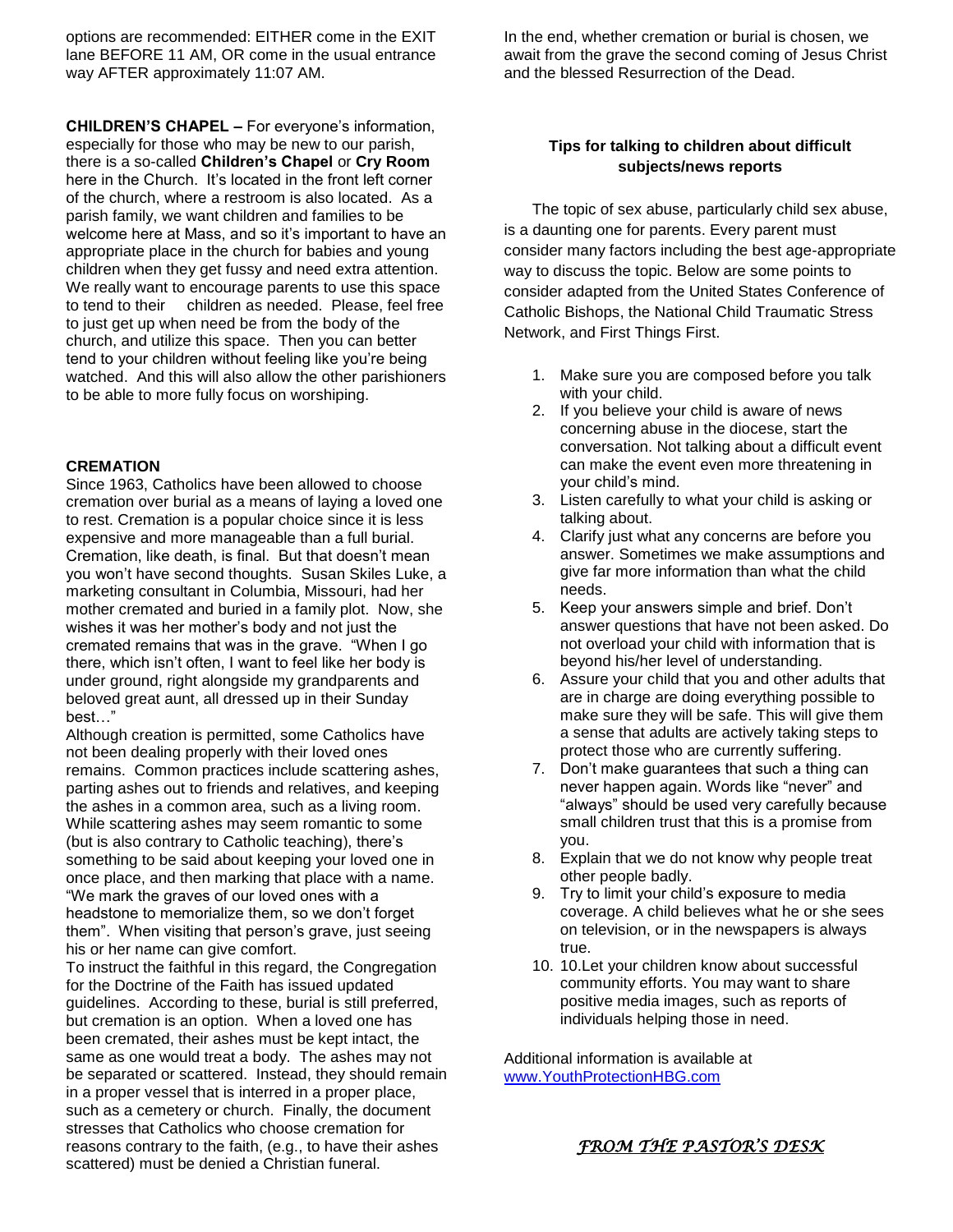options are recommended: EITHER come in the EXIT lane BEFORE 11 AM, OR come in the usual entrance way AFTER approximately 11:07 AM.

**CHILDREN'S CHAPEL –** For everyone's information, especially for those who may be new to our parish, there is a so-called **Children's Chapel** or **Cry Room** here in the Church. It's located in the front left corner of the church, where a restroom is also located. As a parish family, we want children and families to be welcome here at Mass, and so it's important to have an appropriate place in the church for babies and young children when they get fussy and need extra attention. We really want to encourage parents to use this space to tend to their children as needed. Please, feel free to just get up when need be from the body of the church, and utilize this space. Then you can better tend to your children without feeling like you're being watched. And this will also allow the other parishioners to be able to more fully focus on worshiping.

**CREMATION**

Since 1963, Catholics have been allowed to choose cremation over burial as a means of laying a loved one to rest. Cremation is a popular choice since it is less expensive and more manageable than a full burial. Cremation, like death, is final. But that doesn't mean you won't have second thoughts. Susan Skiles Luke, a marketing consultant in Columbia, Missouri, had her mother cremated and buried in a family plot. Now, she wishes it was her mother's body and not just the cremated remains that was in the grave. "When I go there, which isn't often, I want to feel like her body is under ground, right alongside my grandparents and beloved great aunt, all dressed up in their Sunday best…"

Although creation is permitted, some Catholics have not been dealing properly with their loved ones remains. Common practices include scattering ashes, parting ashes out to friends and relatives, and keeping the ashes in a common area, such as a living room. While scattering ashes may seem romantic to some (but is also contrary to Catholic teaching), there's something to be said about keeping your loved one in once place, and then marking that place with a name. "We mark the graves of our loved ones with a headstone to memorialize them, so we don't forget them". When visiting that person's grave, just seeing his or her name can give comfort.

To instruct the faithful in this regard, the Congregation for the Doctrine of the Faith has issued updated guidelines. According to these, burial is still preferred, but cremation is an option. When a loved one has been cremated, their ashes must be kept intact, the same as one would treat a body. The ashes may not be separated or scattered. Instead, they should remain in a proper vessel that is interred in a proper place, such as a cemetery or church. Finally, the document stresses that Catholics who choose cremation for reasons contrary to the faith, (e.g., to have their ashes scattered) must be denied a Christian funeral.

In the end, whether cremation or burial is chosen, we await from the grave the second coming of Jesus Christ and the blessed Resurrection of the Dead.

**Tips for talking to children about difficult subjects/news reports**

The topic of sex abuse, particularly child sex abuse, is a daunting one for parents. Every parent must consider many factors including the best age-appropriate way to discuss the topic. Below are some points to consider adapted from the United States Conference of Catholic Bishops, the National Child Traumatic Stress Network, and First Things First.

1. Make sure you are composed before you talk with your child.
2. If you believe your child is aware of news concerning abuse in the diocese, start the conversation. Not talking about a difficult event can make the event even more threatening in your child's mind.
3. Listen carefully to what your child is asking or talking about.
4. Clarify just what any concerns are before you answer. Sometimes we make assumptions and give far more information than what the child needs.
5. Keep your answers simple and brief. Don't answer questions that have not been asked. Do not overload your child with information that is beyond his/her level of understanding.
6. Assure your child that you and other adults that are in charge are doing everything possible to make sure they will be safe. This will give them a sense that adults are actively taking steps to protect those who are currently suffering.
7. Don't make guarantees that such a thing can never happen again. Words like "never" and "always" should be used very carefully because small children trust that this is a promise from you.
8. Explain that we do not know why people treat other people badly.
9. Try to limit your child's exposure to media coverage. A child believes what he or she sees on television, or in the newspapers is always true.
10. 10.Let your children know about successful community efforts. You may want to share positive media images, such as reports of individuals helping those in need.

Additional information is available at [www.YouthProtectionHBG.com](www.YouthProtectionHBG.com)

## *FROM THE PASTOR'S DESK*